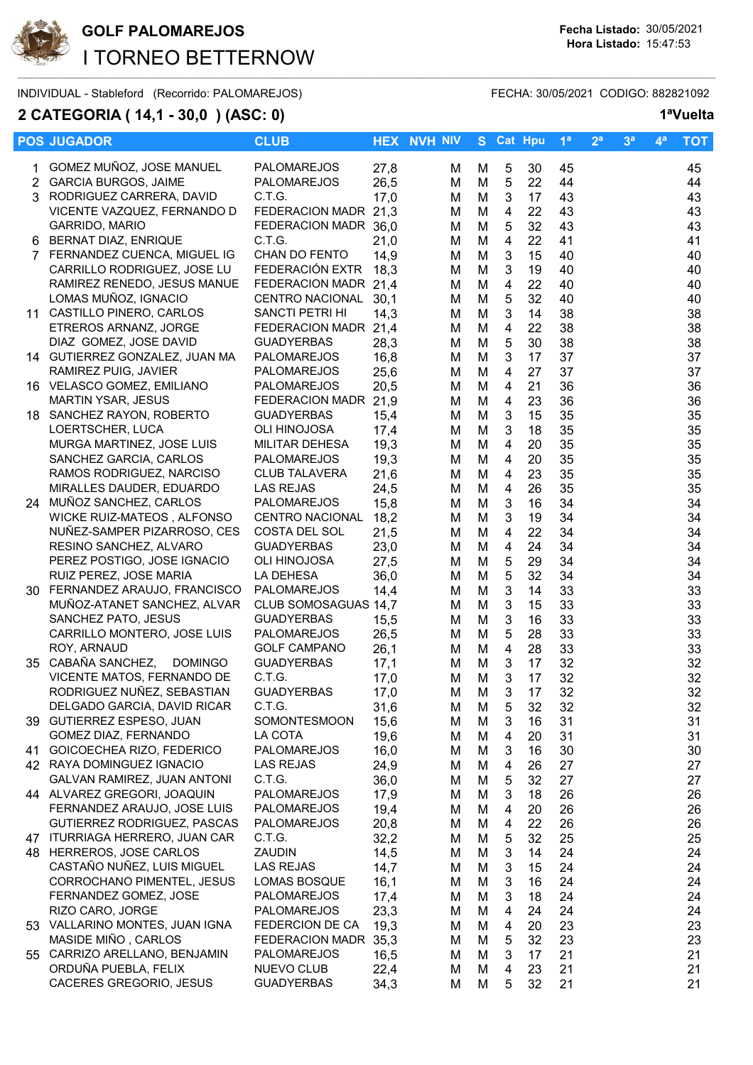# GOLF PALOMAREJOS

## I TORNEO BETTERNOW

**Fecha Listado:** 30/05/2021
**Hora Listado:** 15:47:53

INDIVIDUAL - Stableford (Recorrido: PALOMAREJOS) FECHA: 30/05/2021 CODIGO: 882821092

## 2 CATEGORIA ( 14,1 - 30,0 ) (ASC: 0)

**1ªVuelta**

| POS | JUGADOR | CLUB | HEX | NVH | NIV | S | Cat | Hpu | 1ª | 2ª | 3ª | 4ª | TOT |
|---|---|---|---|---|---|---|---|---|---|---|---|---|---|
| 1 | GOMEZ MUÑOZ, JOSE MANUEL | PALOMAREJOS | 27,8 | | M | M | 5 | 30 | 45 | | | | 45 |
| 2 | GARCIA BURGOS, JAIME | PALOMAREJOS | 26,5 | | M | M | 5 | 22 | 44 | | | | 44 |
| 3 | RODRIGUEZ CARRERA, DAVID | C.T.G. | 17,0 | | M | M | 3 | 17 | 43 | | | | 43 |
| | VICENTE VAZQUEZ, FERNANDO D | FEDERACION MADR | 21,3 | | M | M | 4 | 22 | 43 | | | | 43 |
| | GARRIDO, MARIO | FEDERACION MADR | 36,0 | | M | M | 5 | 32 | 43 | | | | 43 |
| 6 | BERNAT DIAZ, ENRIQUE | C.T.G. | 21,0 | | M | M | 4 | 22 | 41 | | | | 41 |
| 7 | FERNANDEZ CUENCA, MIGUEL IG | CHAN DO FENTO | 14,9 | | M | M | 3 | 15 | 40 | | | | 40 |
| | CARRILLO RODRIGUEZ, JOSE LU | FEDERACIÓN EXTR | 18,3 | | M | M | 3 | 19 | 40 | | | | 40 |
| | RAMIREZ RENEDO, JESUS MANUE | FEDERACION MADR | 21,4 | | M | M | 4 | 22 | 40 | | | | 40 |
| | LOMAS MUÑOZ, IGNACIO | CENTRO NACIONAL | 30,1 | | M | M | 5 | 32 | 40 | | | | 40 |
| 11 | CASTILLO PINERO, CARLOS | SANCTI PETRI HI | 14,3 | | M | M | 3 | 14 | 38 | | | | 38 |
| | ETREROS ARNANZ, JORGE | FEDERACION MADR | 21,4 | | M | M | 4 | 22 | 38 | | | | 38 |
| | DIAZ GOMEZ, JOSE DAVID | GUADYERBAS | 28,3 | | M | M | 5 | 30 | 38 | | | | 38 |
| 14 | GUTIERREZ GONZALEZ, JUAN MA | PALOMAREJOS | 16,8 | | M | M | 3 | 17 | 37 | | | | 37 |
| | RAMIREZ PUIG, JAVIER | PALOMAREJOS | 25,6 | | M | M | 4 | 27 | 37 | | | | 37 |
| 16 | VELASCO GOMEZ, EMILIANO | PALOMAREJOS | 20,5 | | M | M | 4 | 21 | 36 | | | | 36 |
| | MARTIN YSAR, JESUS | FEDERACION MADR | 21,9 | | M | M | 4 | 23 | 36 | | | | 36 |
| 18 | SANCHEZ RAYON, ROBERTO | GUADYERBAS | 15,4 | | M | M | 3 | 15 | 35 | | | | 35 |
| | LOERTSCHER, LUCA | OLI HINOJOSA | 17,4 | | M | M | 3 | 18 | 35 | | | | 35 |
| | MURGA MARTINEZ, JOSE LUIS | MILITAR DEHESA | 19,3 | | M | M | 4 | 20 | 35 | | | | 35 |
| | SANCHEZ GARCIA, CARLOS | PALOMAREJOS | 19,3 | | M | M | 4 | 20 | 35 | | | | 35 |
| | RAMOS RODRIGUEZ, NARCISO | CLUB TALAVERA | 21,6 | | M | M | 4 | 23 | 35 | | | | 35 |
| | MIRALLES DAUDER, EDUARDO | LAS REJAS | 24,5 | | M | M | 4 | 26 | 35 | | | | 35 |
| 24 | MUÑOZ SANCHEZ, CARLOS | PALOMAREJOS | 15,8 | | M | M | 3 | 16 | 34 | | | | 34 |
| | WICKE RUIZ-MATEOS , ALFONSO | CENTRO NACIONAL | 18,2 | | M | M | 3 | 19 | 34 | | | | 34 |
| | NUÑEZ-SAMPER PIZARROSO, CES | COSTA DEL SOL | 21,5 | | M | M | 4 | 22 | 34 | | | | 34 |
| | RESINO SANCHEZ, ALVARO | GUADYERBAS | 23,0 | | M | M | 4 | 24 | 34 | | | | 34 |
| | PEREZ POSTIGO, JOSE IGNACIO | OLI HINOJOSA | 27,5 | | M | M | 5 | 29 | 34 | | | | 34 |
| | RUIZ PEREZ, JOSE MARIA | LA DEHESA | 36,0 | | M | M | 5 | 32 | 34 | | | | 34 |
| 30 | FERNANDEZ ARAUJO, FRANCISCO | PALOMAREJOS | 14,4 | | M | M | 3 | 14 | 33 | | | | 33 |
| | MUÑOZ-ATANET SANCHEZ, ALVAR | CLUB SOMOSAGUAS | 14,7 | | M | M | 3 | 15 | 33 | | | | 33 |
| | SANCHEZ PATO, JESUS | GUADYERBAS | 15,5 | | M | M | 3 | 16 | 33 | | | | 33 |
| | CARRILLO MONTERO, JOSE LUIS | PALOMAREJOS | 26,5 | | M | M | 5 | 28 | 33 | | | | 33 |
| | ROY, ARNAUD | GOLF CAMPANO | 26,1 | | M | M | 4 | 28 | 33 | | | | 33 |
| 35 | CABAÑA SANCHEZ, DOMINGO | GUADYERBAS | 17,1 | | M | M | 3 | 17 | 32 | | | | 32 |
| | VICENTE MATOS, FERNANDO DE | C.T.G. | 17,0 | | M | M | 3 | 17 | 32 | | | | 32 |
| | RODRIGUEZ NUÑEZ, SEBASTIAN | GUADYERBAS | 17,0 | | M | M | 3 | 17 | 32 | | | | 32 |
| | DELGADO GARCIA, DAVID RICAR | C.T.G. | 31,6 | | M | M | 5 | 32 | 32 | | | | 32 |
| 39 | GUTIERREZ ESPESO, JUAN | SOMONTESMOON | 15,6 | | M | M | 3 | 16 | 31 | | | | 31 |
| | GOMEZ DIAZ, FERNANDO | LA COTA | 19,6 | | M | M | 4 | 20 | 31 | | | | 31 |
| 41 | GOICOECHEA RIZO, FEDERICO | PALOMAREJOS | 16,0 | | M | M | 3 | 16 | 30 | | | | 30 |
| 42 | RAYA DOMINGUEZ IGNACIO | LAS REJAS | 24,9 | | M | M | 4 | 26 | 27 | | | | 27 |
| | GALVAN RAMIREZ, JUAN ANTONI | C.T.G. | 36,0 | | M | M | 5 | 32 | 27 | | | | 27 |
| 44 | ALVAREZ GREGORI, JOAQUIN | PALOMAREJOS | 17,9 | | M | M | 3 | 18 | 26 | | | | 26 |
| | FERNANDEZ ARAUJO, JOSE LUIS | PALOMAREJOS | 19,4 | | M | M | 4 | 20 | 26 | | | | 26 |
| | GUTIERREZ RODRIGUEZ, PASCAS | PALOMAREJOS | 20,8 | | M | M | 4 | 22 | 26 | | | | 26 |
| 47 | ITURRIAGA HERRERO, JUAN CAR | C.T.G. | 32,2 | | M | M | 5 | 32 | 25 | | | | 25 |
| 48 | HERREROS, JOSE CARLOS | ZAUDIN | 14,5 | | M | M | 3 | 14 | 24 | | | | 24 |
| | CASTAÑO NUÑEZ, LUIS MIGUEL | LAS REJAS | 14,7 | | M | M | 3 | 15 | 24 | | | | 24 |
| | CORROCHANO PIMENTEL, JESUS | LOMAS BOSQUE | 16,1 | | M | M | 3 | 16 | 24 | | | | 24 |
| | FERNANDEZ GOMEZ, JOSE | PALOMAREJOS | 17,4 | | M | M | 3 | 18 | 24 | | | | 24 |
| | RIZO CARO, JORGE | PALOMAREJOS | 23,3 | | M | M | 4 | 24 | 24 | | | | 24 |
| 53 | VALLARINO MONTES, JUAN IGNA | FEDERCION DE CA | 19,3 | | M | M | 4 | 20 | 23 | | | | 23 |
| | MASIDE MIÑO , CARLOS | FEDERACION MADR | 35,3 | | M | M | 5 | 32 | 23 | | | | 23 |
| 55 | CARRIZO ARELLANO, BENJAMIN | PALOMAREJOS | 16,5 | | M | M | 3 | 17 | 21 | | | | 21 |
| | ORDUÑA PUEBLA, FELIX | NUEVO CLUB | 22,4 | | M | M | 4 | 23 | 21 | | | | 21 |
| | CACERES GREGORIO, JESUS | GUADYERBAS | 34,3 | | M | M | 5 | 32 | 21 | | | | 21 |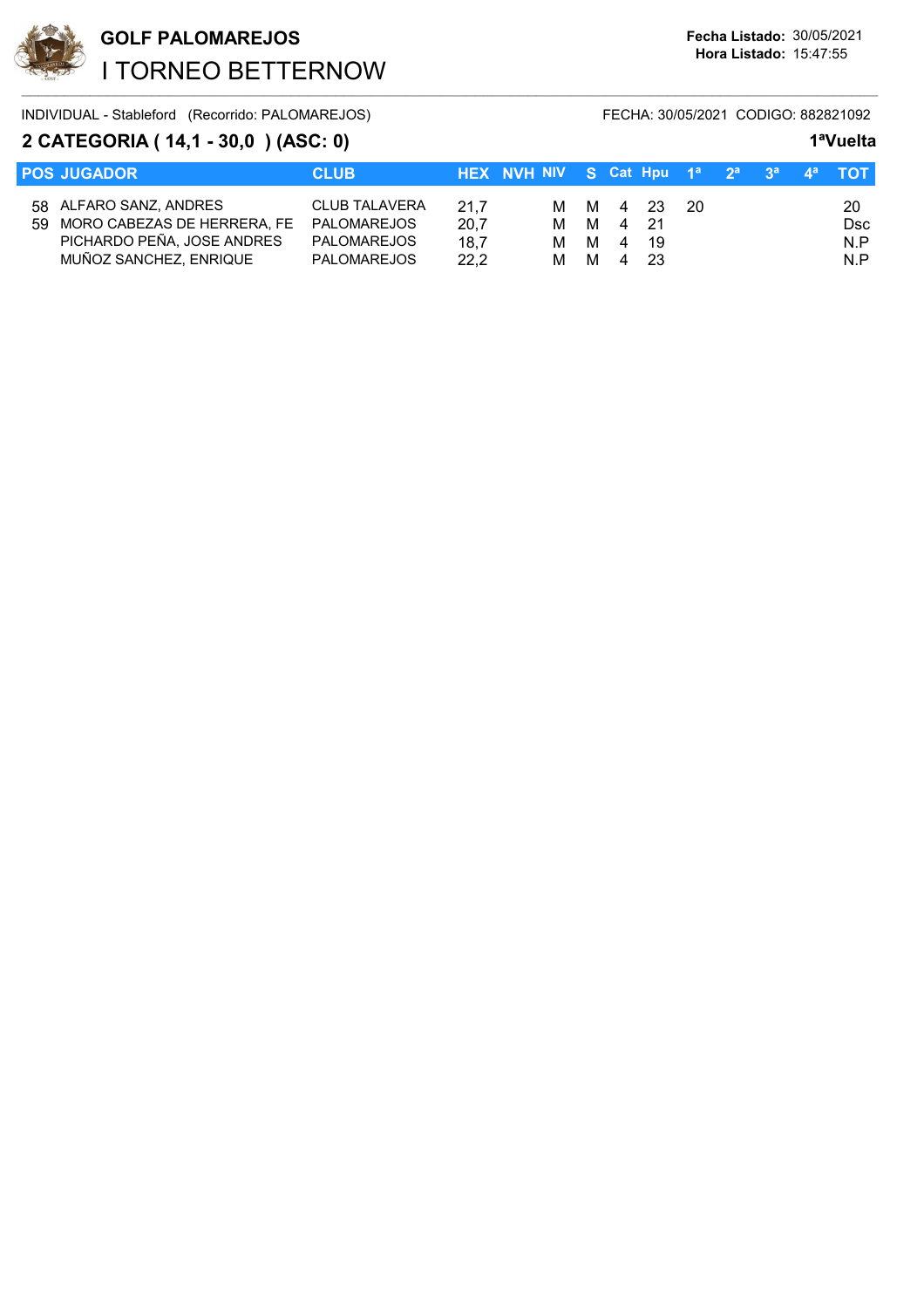## GOLF PALOMAREJOS

# I TORNEO BETTERNOW

**Fecha Listado:** 30/05/2021
**Hora Listado:** 15:47:55

INDIVIDUAL - Stableford (Recorrido: PALOMAREJOS) FECHA: 30/05/2021 CODIGO: 882821092

## 2 CATEGORIA ( 14,1 - 30,0 ) (ASC: 0)

**1ªVuelta**

| POS | JUGADOR | CLUB | HEX | NVH | NIV | S | Cat | Hpu | 1ª | 2ª | 3ª | 4ª | TOT |
|---|---|---|---|---|---|---|---|---|---|---|---|---|---|
| 58 | ALFARO SANZ, ANDRES | CLUB TALAVERA | 21,7 | | M | M | 4 | 23 | 20 | | | | 20 |
| 59 | MORO CABEZAS DE HERRERA, FE | PALOMAREJOS | 20,7 | | M | M | 4 | 21 | | | | | Dsc |
| | PICHARDO PEÑA, JOSE ANDRES | PALOMAREJOS | 18,7 | | M | M | 4 | 19 | | | | | N.P |
| | MUÑOZ SANCHEZ, ENRIQUE | PALOMAREJOS | 22,2 | | M | M | 4 | 23 | | | | | N.P |